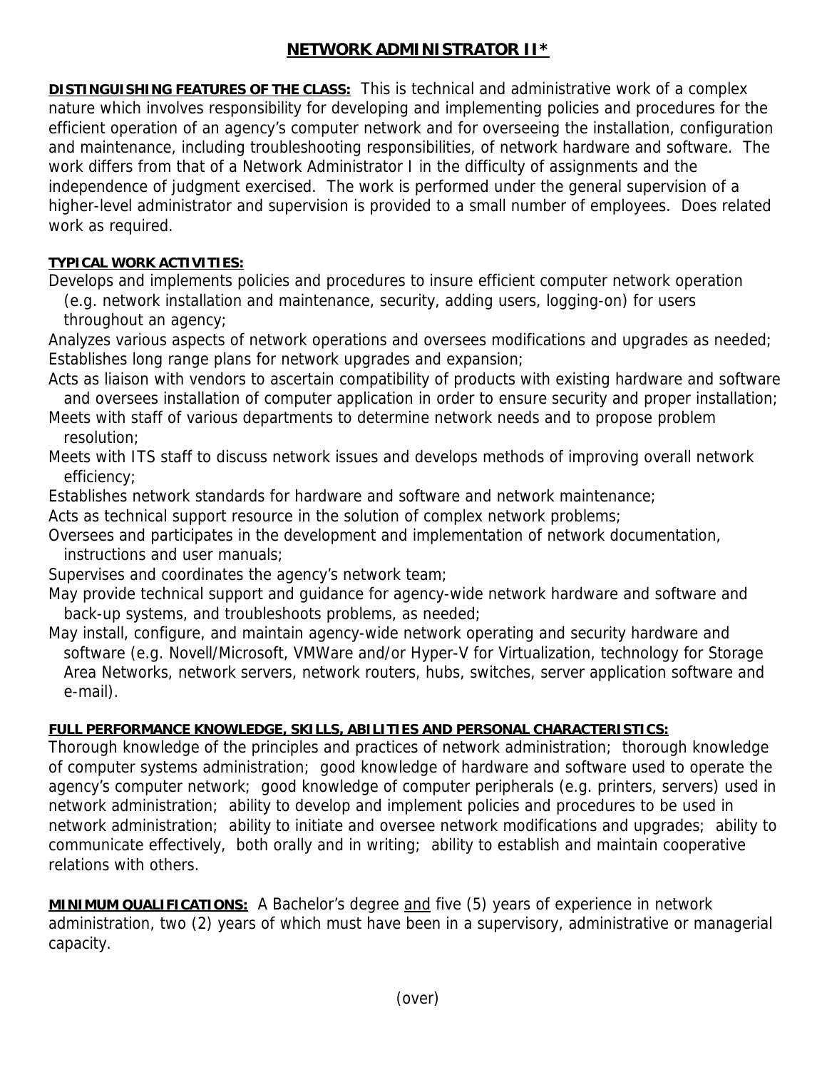# NETWORK ADMINISTRATOR II*

**DISTINGUISHING FEATURES OF THE CLASS:** This is technical and administrative work of a complex nature which involves responsibility for developing and implementing policies and procedures for the efficient operation of an agency's computer network and for overseeing the installation, configuration and maintenance, including troubleshooting responsibilities, of network hardware and software. The work differs from that of a Network Administrator I in the difficulty of assignments and the independence of judgment exercised. The work is performed under the general supervision of a higher-level administrator and supervision is provided to a small number of employees. Does related work as required.

**TYPICAL WORK ACTIVITIES:**

Develops and implements policies and procedures to insure efficient computer network operation (e.g. network installation and maintenance, security, adding users, logging-on) for users throughout an agency;

Analyzes various aspects of network operations and oversees modifications and upgrades as needed;

Establishes long range plans for network upgrades and expansion;

Acts as liaison with vendors to ascertain compatibility of products with existing hardware and software and oversees installation of computer application in order to ensure security and proper installation;

Meets with staff of various departments to determine network needs and to propose problem resolution;

Meets with ITS staff to discuss network issues and develops methods of improving overall network efficiency;

Establishes network standards for hardware and software and network maintenance;

Acts as technical support resource in the solution of complex network problems;

Oversees and participates in the development and implementation of network documentation, instructions and user manuals;

Supervises and coordinates the agency's network team;

May provide technical support and guidance for agency-wide network hardware and software and back-up systems, and troubleshoots problems, as needed;

May install, configure, and maintain agency-wide network operating and security hardware and software (e.g. Novell/Microsoft, VMWare and/or Hyper-V for Virtualization, technology for Storage Area Networks, network servers, network routers, hubs, switches, server application software and e-mail).

**FULL PERFORMANCE KNOWLEDGE, SKILLS, ABILITIES AND PERSONAL CHARACTERISTICS:**

Thorough knowledge of the principles and practices of network administration; thorough knowledge of computer systems administration; good knowledge of hardware and software used to operate the agency's computer network; good knowledge of computer peripherals (e.g. printers, servers) used in network administration; ability to develop and implement policies and procedures to be used in network administration; ability to initiate and oversee network modifications and upgrades; ability to communicate effectively, both orally and in writing; ability to establish and maintain cooperative relations with others.

**MINIMUM QUALIFICATIONS:** A Bachelor's degree and five (5) years of experience in network administration, two (2) years of which must have been in a supervisory, administrative or managerial capacity.

(over)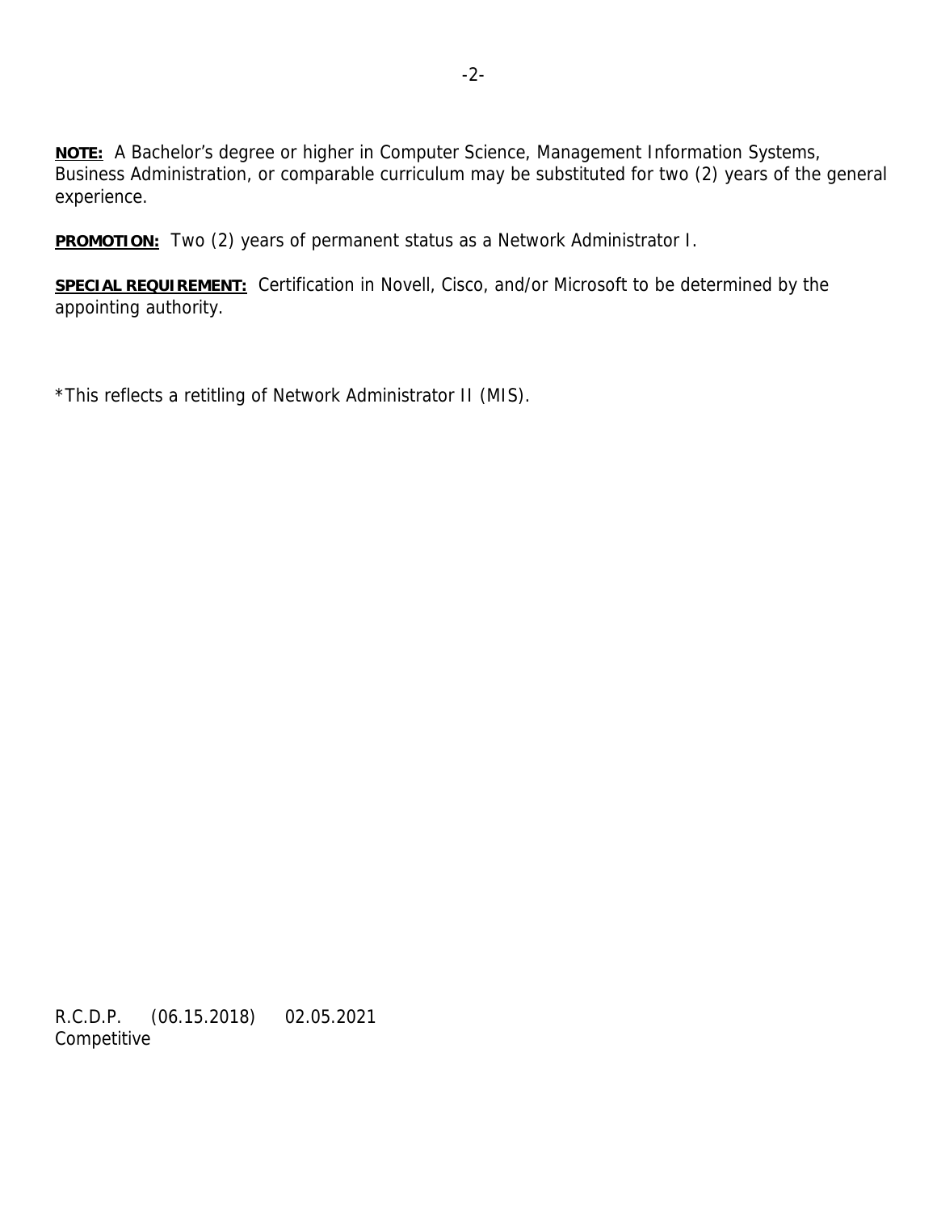**NOTE:** A Bachelor's degree or higher in Computer Science, Management Information Systems, Business Administration, or comparable curriculum may be substituted for two (2) years of the general experience.

**PROMOTION:** Two (2) years of permanent status as a Network Administrator I.

**SPECIAL REQUIREMENT:** Certification in Novell, Cisco, and/or Microsoft to be determined by the appointing authority.

*This reflects a retitling of Network Administrator II (MIS).

R.C.D.P. (06.15.2018) 02.05.2021
Competitive